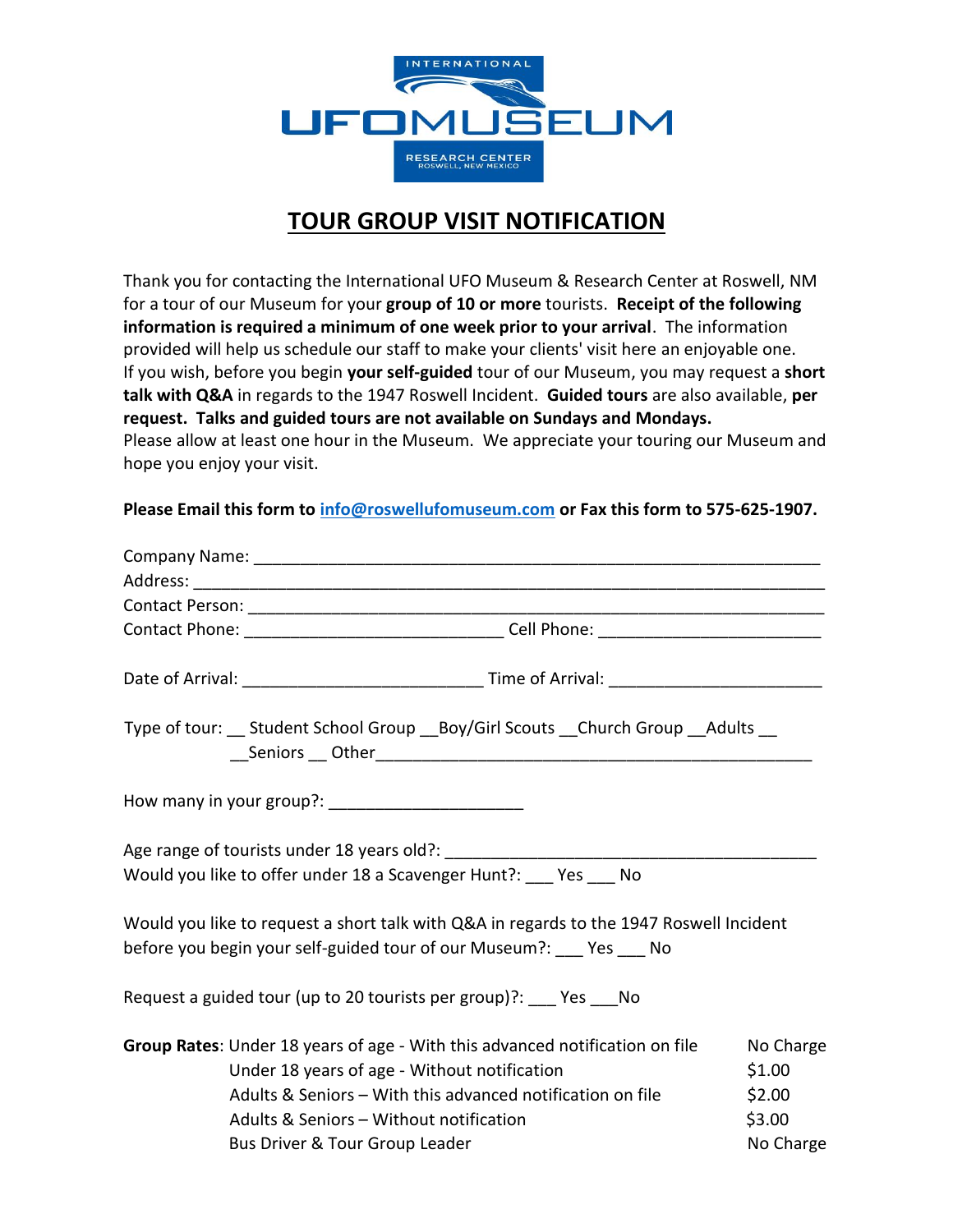INTERNATIONAL
UFOMUSEUM
RESEARCH CENTER
ROSWELL, NEW MEXICO

# TOUR GROUP VISIT NOTIFICATION

Thank you for contacting the International UFO Museum & Research Center at Roswell, NM for a tour of our Museum for your **group of 10 or more** tourists. **Receipt of the following information is required a minimum of one week prior to your arrival**. The information provided will help us schedule our staff to make your clients' visit here an enjoyable one. If you wish, before you begin **your self-guided** tour of our Museum, you may request a **short talk with Q&A** in regards to the 1947 Roswell Incident. **Guided tours** are also available, **per request. Talks and guided tours are not available on Sundays and Mondays.**
Please allow at least one hour in the Museum. We appreciate your touring our Museum and hope you enjoy your visit.

**Please Email this form to [info@roswellufomuseum.com](mailto:info@roswellufomuseum.com) or Fax this form to 575-625-1907.**

Company Name: ______________________________________________________________
Address: ___________________________________________________________________
Contact Person: ______________________________________________________________
Contact Phone: ___________________________ Cell Phone: ________________________

Date of Arrival: _________________________ Time of Arrival: ______________________

Type of tour: __ Student School Group __Boy/Girl Scouts __Church Group __Adults __
__Seniors __ Other______________________________________________

How many in your group?: ____________________

Age range of tourists under 18 years old?: ______________________________________
Would you like to offer under 18 a Scavenger Hunt?: ___ Yes ___ No

Would you like to request a short talk with Q&A in regards to the 1947 Roswell Incident before you begin your self-guided tour of our Museum?: ___ Yes ___ No

Request a guided tour (up to 20 tourists per group)?: ___ Yes ___No

**Group Rates**:

| | |
|---|---|
| Under 18 years of age - With this advanced notification on file | No Charge |
| Under 18 years of age - Without notification | $1.00 |
| Adults & Seniors – With this advanced notification on file | $2.00 |
| Adults & Seniors – Without notification | $3.00 |
| Bus Driver & Tour Group Leader | No Charge |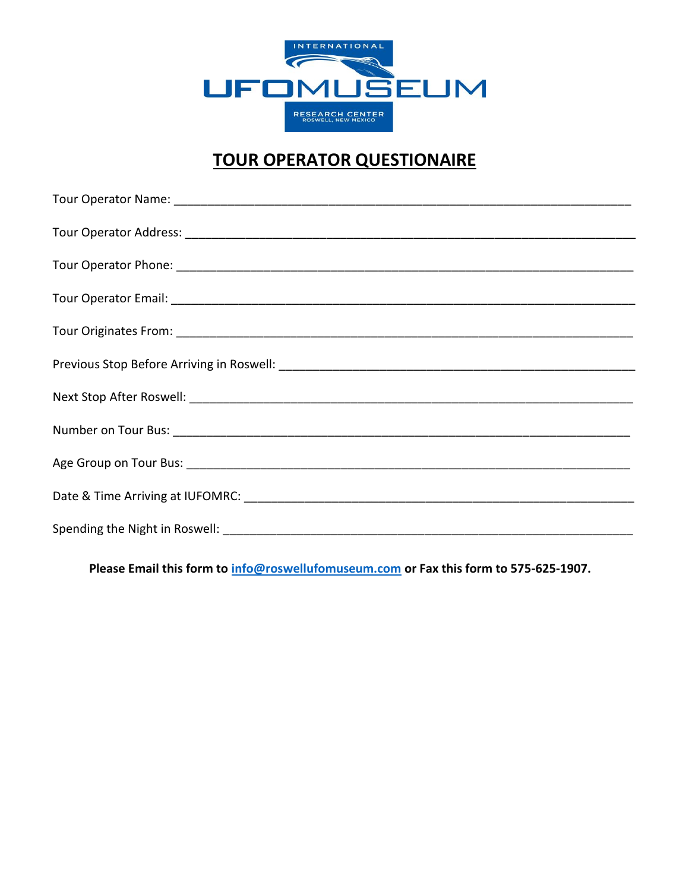INTERNATIONAL UFOMUSEUM RESEARCH CENTER ROSWELL, NEW MEXICO

# TOUR OPERATOR QUESTIONAIRE

Tour Operator Name: ______________________________________________________________________

Tour Operator Address: ____________________________________________________________________

Tour Operator Phone: _____________________________________________________________________

Tour Operator Email: ______________________________________________________________________

Tour Originates From: _____________________________________________________________________

Previous Stop Before Arriving in Roswell: ______________________________________________________

Next Stop After Roswell: ____________________________________________________________________

Number on Tour Bus: _______________________________________________________________________

Age Group on Tour Bus: _____________________________________________________________________

Date & Time Arriving at IUFOMRC: ___________________________________________________________

Spending the Night in Roswell: _______________________________________________________________

**Please Email this form to info@roswellufomuseum.com or Fax this form to 575-625-1907.**